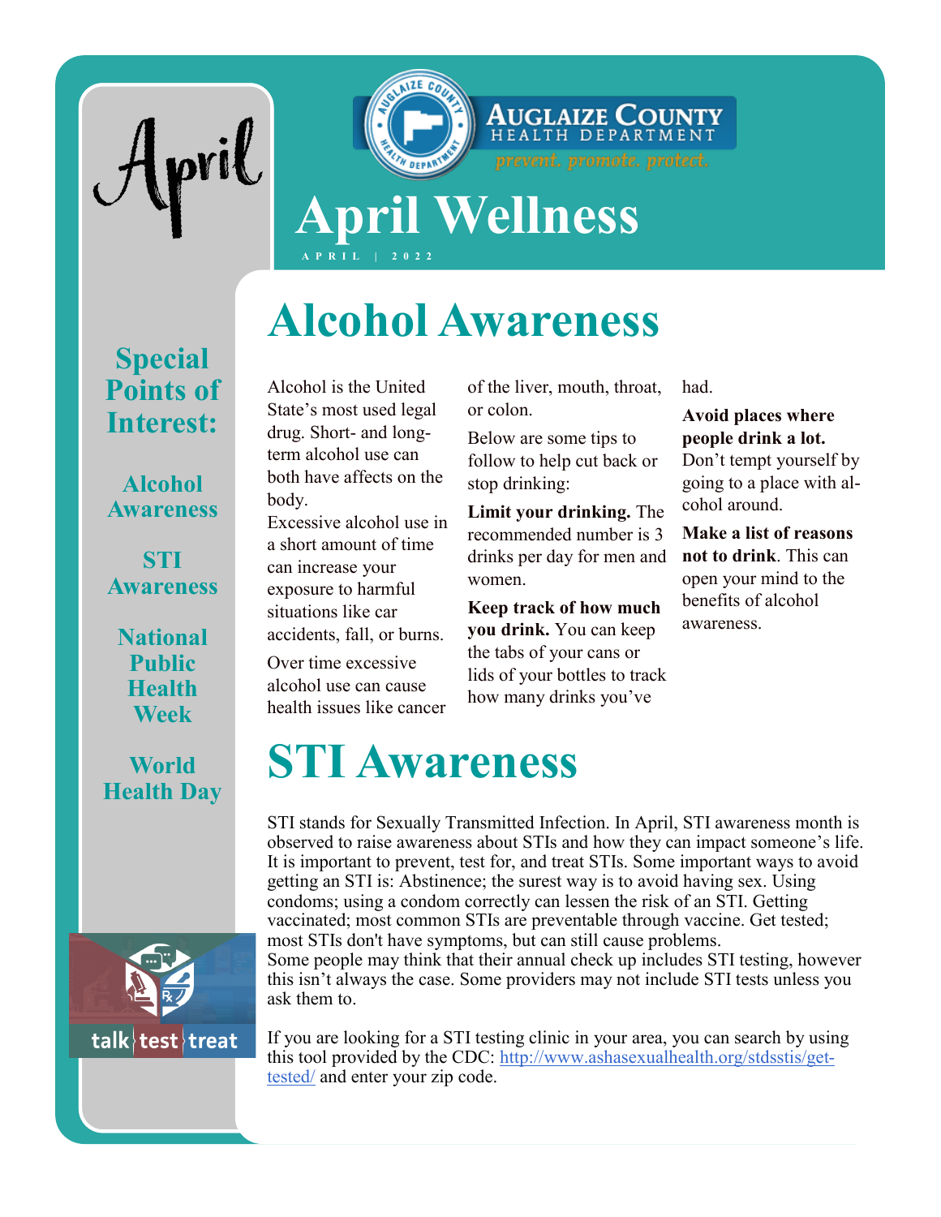April

Auglaize County Health Department

*prevent. promote. protect.*

# April Wellness

APRIL | 2022

**Special Points of Interest:**

- Alcohol Awareness
- STI Awareness
- National Public Health Week
- World Health Day

## Alcohol Awareness

Alcohol is the United State's most used legal drug. Short- and long-term alcohol use can both have affects on the body.

Excessive alcohol use in a short amount of time can increase your exposure to harmful situations like car accidents, fall, or burns.

Over time excessive alcohol use can cause health issues like cancer of the liver, mouth, throat, or colon.

Below are some tips to follow to help cut back or stop drinking:

**Limit your drinking.** The recommended number is 3 drinks per day for men and women.

**Keep track of how much you drink.** You can keep the tabs of your cans or lids of your bottles to track how many drinks you've had.

**Avoid places where people drink a lot.** Don't tempt yourself by going to a place with alcohol around.

**Make a list of reasons not to drink**. This can open your mind to the benefits of alcohol awareness.

## STI Awareness

STI stands for Sexually Transmitted Infection. In April, STI awareness month is observed to raise awareness about STIs and how they can impact someone's life. It is important to prevent, test for, and treat STIs. Some important ways to avoid getting an STI is: Abstinence; the surest way is to avoid having sex. Using condoms; using a condom correctly can lessen the risk of an STI. Getting vaccinated; most common STIs are preventable through vaccine. Get tested; most STIs don't have symptoms, but can still cause problems.

Some people may think that their annual check up includes STI testing, however this isn't always the case. Some providers may not include STI tests unless you ask them to.

If you are looking for a STI testing clinic in your area, you can search by using this tool provided by the CDC: http://www.ashasexualhealth.org/stdsstis/get-tested/ and enter your zip code.

talk test treat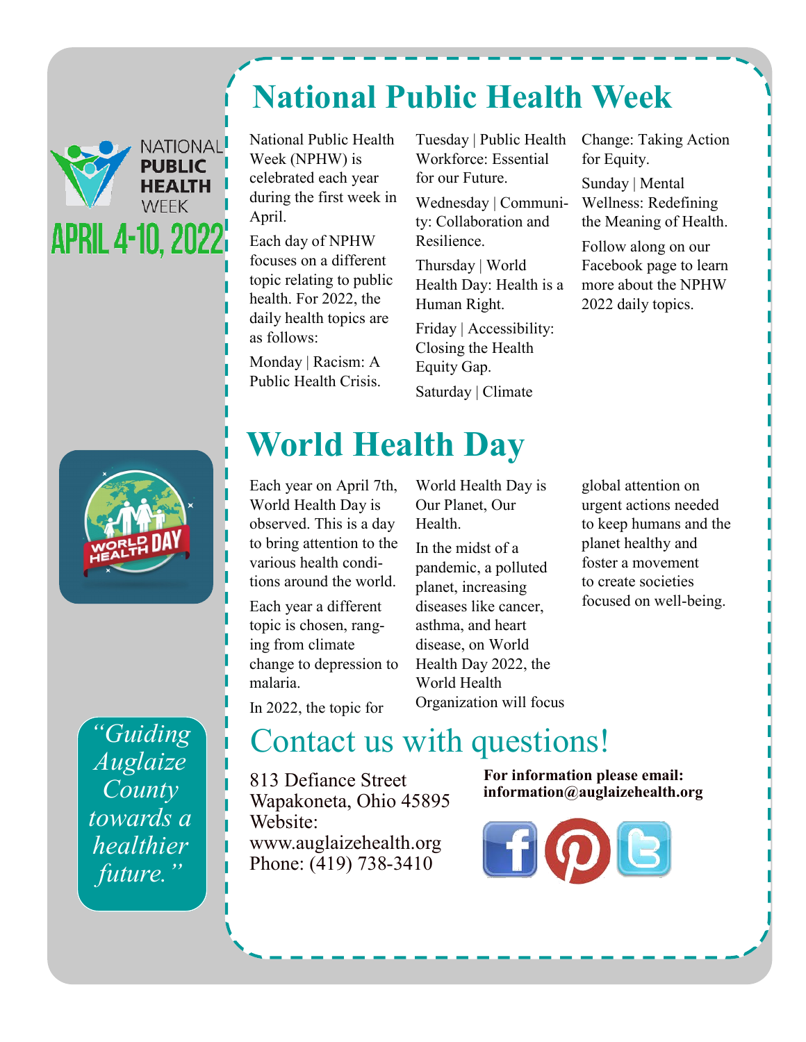NATIONAL PUBLIC HEALTH WEEK

APRIL 4-10, 2022

# National Public Health Week

National Public Health Week (NPHW) is celebrated each year during the first week in April.

Each day of NPHW focuses on a different topic relating to public health. For 2022, the daily health topics are as follows:

Monday | Racism: A Public Health Crisis.

Tuesday | Public Health Workforce: Essential for our Future.

Wednesday | Community: Collaboration and Resilience.

Thursday | World Health Day: Health is a Human Right.

Friday | Accessibility: Closing the Health Equity Gap.

Saturday | Climate Change: Taking Action for Equity.

Sunday | Mental Wellness: Redefining the Meaning of Health.

Follow along on our Facebook page to learn more about the NPHW 2022 daily topics.

# World Health Day

Each year on April 7th, World Health Day is observed. This is a day to bring attention to the various health conditions around the world.

Each year a different topic is chosen, ranging from climate change to depression to malaria.

In 2022, the topic for World Health Day is Our Planet, Our Health.

In the midst of a pandemic, a polluted planet, increasing diseases like cancer, asthma, and heart disease, on World Health Day 2022, the World Health Organization will focus global attention on urgent actions needed to keep humans and the planet healthy and foster a movement to create societies focused on well-being.

*"Guiding Auglaize County towards a healthier future."*

## Contact us with questions!

813 Defiance Street
Wapakoneta, Ohio 45895
Website: www.auglaizehealth.org
Phone: (419) 738-3410

**For information please email:**
**information@auglaizehealth.org**